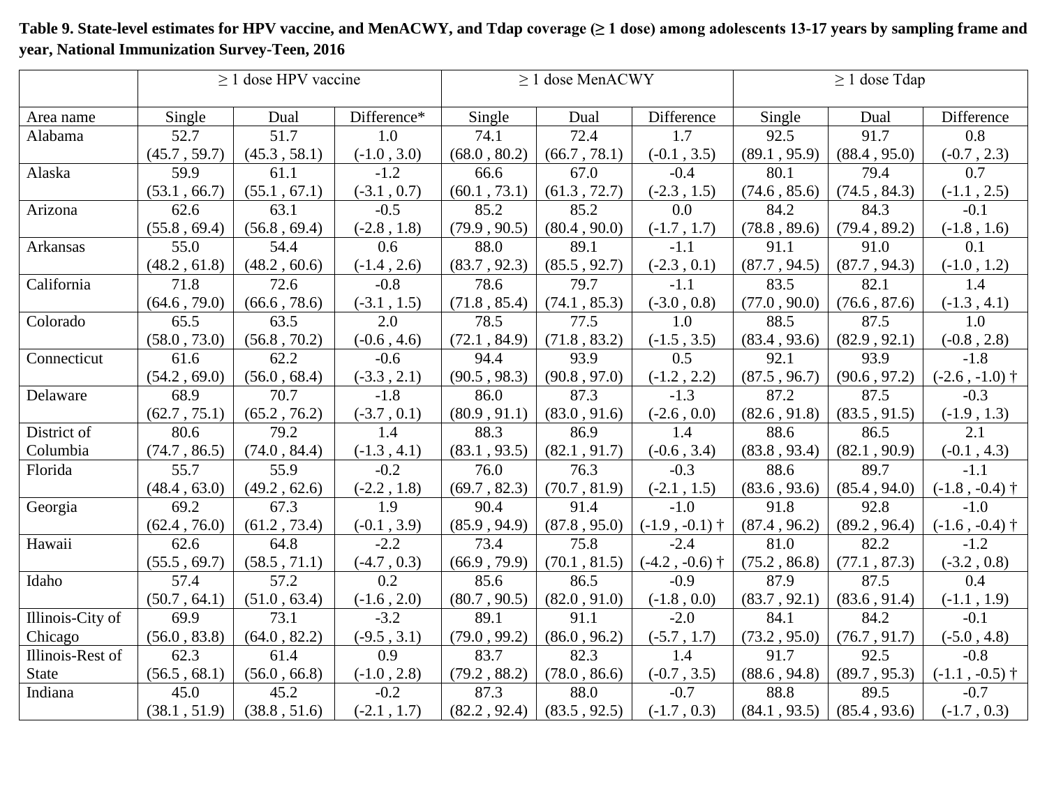**Table 9. State-level estimates for HPV vaccine, and MenACWY, and Tdap coverage (≥ 1 dose) among adolescents 13-17 years by sampling frame and year, National Immunization Survey-Teen, 2016**

| | ≥ 1 dose HPV vaccine | | | ≥ 1 dose MenACWY | | | ≥ 1 dose Tdap | | |
|---|---|---|---|---|---|---|---|---|---|
| Area name | Single | Dual | Difference* | Single | Dual | Difference | Single | Dual | Difference |
| Alabama | 52.7 (45.7 , 59.7) | 51.7 (45.3 , 58.1) | 1.0 (-1.0 , 3.0) | 74.1 (68.0 , 80.2) | 72.4 (66.7 , 78.1) | 1.7 (-0.1 , 3.5) | 92.5 (89.1 , 95.9) | 91.7 (88.4 , 95.0) | 0.8 (-0.7 , 2.3) |
| Alaska | 59.9 (53.1 , 66.7) | 61.1 (55.1 , 67.1) | -1.2 (-3.1 , 0.7) | 66.6 (60.1 , 73.1) | 67.0 (61.3 , 72.7) | -0.4 (-2.3 , 1.5) | 80.1 (74.6 , 85.6) | 79.4 (74.5 , 84.3) | 0.7 (-1.1 , 2.5) |
| Arizona | 62.6 (55.8 , 69.4) | 63.1 (56.8 , 69.4) | -0.5 (-2.8 , 1.8) | 85.2 (79.9 , 90.5) | 85.2 (80.4 , 90.0) | 0.0 (-1.7 , 1.7) | 84.2 (78.8 , 89.6) | 84.3 (79.4 , 89.2) | -0.1 (-1.8 , 1.6) |
| Arkansas | 55.0 (48.2 , 61.8) | 54.4 (48.2 , 60.6) | 0.6 (-1.4 , 2.6) | 88.0 (83.7 , 92.3) | 89.1 (85.5 , 92.7) | -1.1 (-2.3 , 0.1) | 91.1 (87.7 , 94.5) | 91.0 (87.7 , 94.3) | 0.1 (-1.0 , 1.2) |
| California | 71.8 (64.6 , 79.0) | 72.6 (66.6 , 78.6) | -0.8 (-3.1 , 1.5) | 78.6 (71.8 , 85.4) | 79.7 (74.1 , 85.3) | -1.1 (-3.0 , 0.8) | 83.5 (77.0 , 90.0) | 82.1 (76.6 , 87.6) | 1.4 (-1.3 , 4.1) |
| Colorado | 65.5 (58.0 , 73.0) | 63.5 (56.8 , 70.2) | 2.0 (-0.6 , 4.6) | 78.5 (72.1 , 84.9) | 77.5 (71.8 , 83.2) | 1.0 (-1.5 , 3.5) | 88.5 (83.4 , 93.6) | 87.5 (82.9 , 92.1) | 1.0 (-0.8 , 2.8) |
| Connecticut | 61.6 (54.2 , 69.0) | 62.2 (56.0 , 68.4) | -0.6 (-3.3 , 2.1) | 94.4 (90.5 , 98.3) | 93.9 (90.8 , 97.0) | 0.5 (-1.2 , 2.2) | 92.1 (87.5 , 96.7) | 93.9 (90.6 , 97.2) | -1.8 (-2.6 , -1.0) † |
| Delaware | 68.9 (62.7 , 75.1) | 70.7 (65.2 , 76.2) | -1.8 (-3.7 , 0.1) | 86.0 (80.9 , 91.1) | 87.3 (83.0 , 91.6) | -1.3 (-2.6 , 0.0) | 87.2 (82.6 , 91.8) | 87.5 (83.5 , 91.5) | -0.3 (-1.9 , 1.3) |
| District of Columbia | 80.6 (74.7 , 86.5) | 79.2 (74.0 , 84.4) | 1.4 (-1.3 , 4.1) | 88.3 (83.1 , 93.5) | 86.9 (82.1 , 91.7) | 1.4 (-0.6 , 3.4) | 88.6 (83.8 , 93.4) | 86.5 (82.1 , 90.9) | 2.1 (-0.1 , 4.3) |
| Florida | 55.7 (48.4 , 63.0) | 55.9 (49.2 , 62.6) | -0.2 (-2.2 , 1.8) | 76.0 (69.7 , 82.3) | 76.3 (70.7 , 81.9) | -0.3 (-2.1 , 1.5) | 88.6 (83.6 , 93.6) | 89.7 (85.4 , 94.0) | -1.1 (-1.8 , -0.4) † |
| Georgia | 69.2 (62.4 , 76.0) | 67.3 (61.2 , 73.4) | 1.9 (-0.1 , 3.9) | 90.4 (85.9 , 94.9) | 91.4 (87.8 , 95.0) | -1.0 (-1.9 , -0.1) † | 91.8 (87.4 , 96.2) | 92.8 (89.2 , 96.4) | -1.0 (-1.6 , -0.4) † |
| Hawaii | 62.6 (55.5 , 69.7) | 64.8 (58.5 , 71.1) | -2.2 (-4.7 , 0.3) | 73.4 (66.9 , 79.9) | 75.8 (70.1 , 81.5) | -2.4 (-4.2 , -0.6) † | 81.0 (75.2 , 86.8) | 82.2 (77.1 , 87.3) | -1.2 (-3.2 , 0.8) |
| Idaho | 57.4 (50.7 , 64.1) | 57.2 (51.0 , 63.4) | 0.2 (-1.6 , 2.0) | 85.6 (80.7 , 90.5) | 86.5 (82.0 , 91.0) | -0.9 (-1.8 , 0.0) | 87.9 (83.7 , 92.1) | 87.5 (83.6 , 91.4) | 0.4 (-1.1 , 1.9) |
| Illinois-City of Chicago | 69.9 (56.0 , 83.8) | 73.1 (64.0 , 82.2) | -3.2 (-9.5 , 3.1) | 89.1 (79.0 , 99.2) | 91.1 (86.0 , 96.2) | -2.0 (-5.7 , 1.7) | 84.1 (73.2 , 95.0) | 84.2 (76.7 , 91.7) | -0.1 (-5.0 , 4.8) |
| Illinois-Rest of State | 62.3 (56.5 , 68.1) | 61.4 (56.0 , 66.8) | 0.9 (-1.0 , 2.8) | 83.7 (79.2 , 88.2) | 82.3 (78.0 , 86.6) | 1.4 (-0.7 , 3.5) | 91.7 (88.6 , 94.8) | 92.5 (89.7 , 95.3) | -0.8 (-1.1 , -0.5) † |
| Indiana | 45.0 (38.1 , 51.9) | 45.2 (38.8 , 51.6) | -0.2 (-2.1 , 1.7) | 87.3 (82.2 , 92.4) | 88.0 (83.5 , 92.5) | -0.7 (-1.7 , 0.3) | 88.8 (84.1 , 93.5) | 89.5 (85.4 , 93.6) | -0.7 (-1.7 , 0.3) |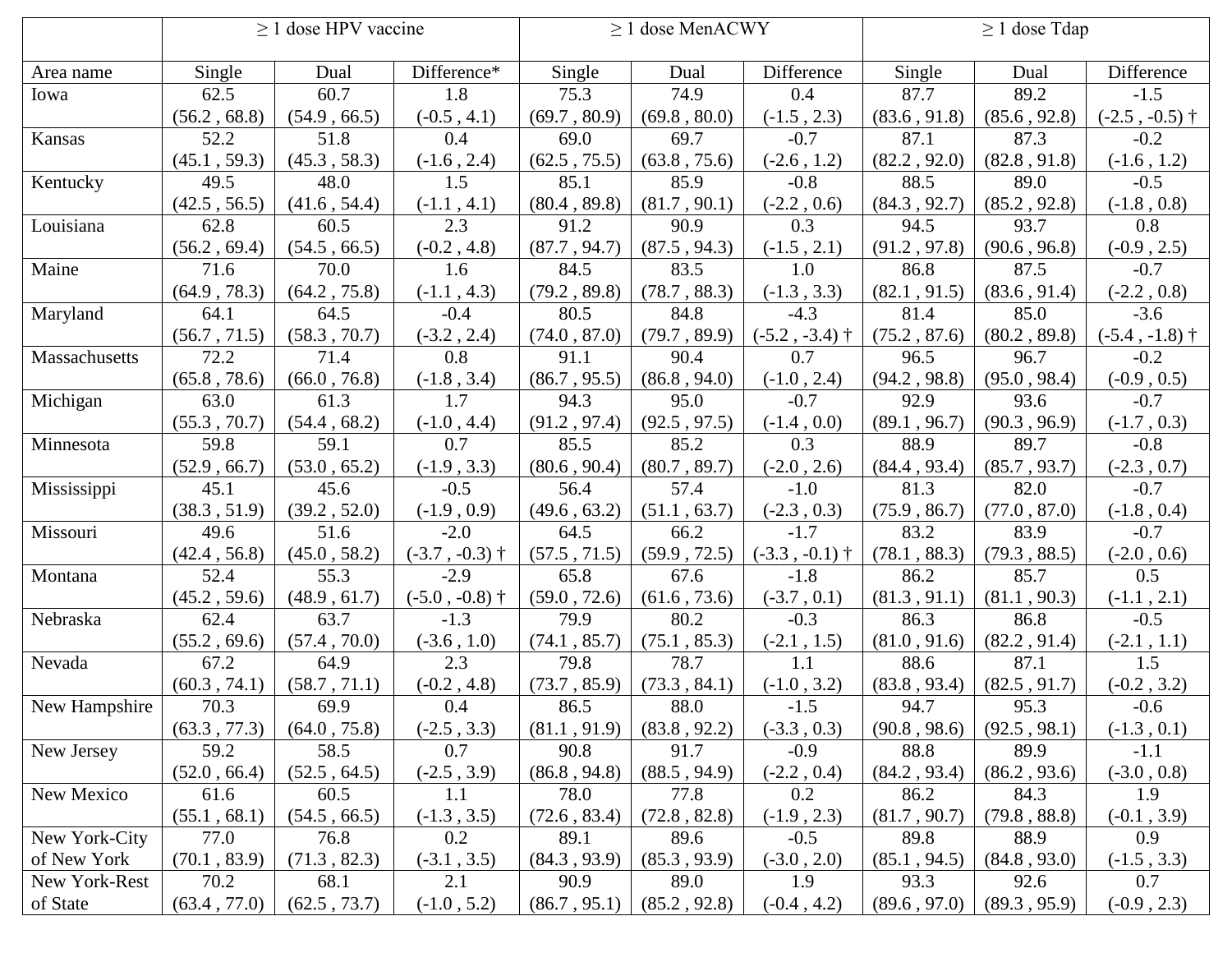| | ≥ 1 dose HPV vaccine | | | ≥ 1 dose MenACWY | | | ≥ 1 dose Tdap | | |
|---|---|---|---|---|---|---|---|---|---|
| Area name | Single | Dual | Difference* | Single | Dual | Difference | Single | Dual | Difference |
| Iowa | 62.5 (56.2 , 68.8) | 60.7 (54.9 , 66.5) | 1.8 (-0.5 , 4.1) | 75.3 (69.7 , 80.9) | 74.9 (69.8 , 80.0) | 0.4 (-1.5 , 2.3) | 87.7 (83.6 , 91.8) | 89.2 (85.6 , 92.8) | -1.5 (-2.5 , -0.5) † |
| Kansas | 52.2 (45.1 , 59.3) | 51.8 (45.3 , 58.3) | 0.4 (-1.6 , 2.4) | 69.0 (62.5 , 75.5) | 69.7 (63.8 , 75.6) | -0.7 (-2.6 , 1.2) | 87.1 (82.2 , 92.0) | 87.3 (82.8 , 91.8) | -0.2 (-1.6 , 1.2) |
| Kentucky | 49.5 (42.5 , 56.5) | 48.0 (41.6 , 54.4) | 1.5 (-1.1 , 4.1) | 85.1 (80.4 , 89.8) | 85.9 (81.7 , 90.1) | -0.8 (-2.2 , 0.6) | 88.5 (84.3 , 92.7) | 89.0 (85.2 , 92.8) | -0.5 (-1.8 , 0.8) |
| Louisiana | 62.8 (56.2 , 69.4) | 60.5 (54.5 , 66.5) | 2.3 (-0.2 , 4.8) | 91.2 (87.7 , 94.7) | 90.9 (87.5 , 94.3) | 0.3 (-1.5 , 2.1) | 94.5 (91.2 , 97.8) | 93.7 (90.6 , 96.8) | 0.8 (-0.9 , 2.5) |
| Maine | 71.6 (64.9 , 78.3) | 70.0 (64.2 , 75.8) | 1.6 (-1.1 , 4.3) | 84.5 (79.2 , 89.8) | 83.5 (78.7 , 88.3) | 1.0 (-1.3 , 3.3) | 86.8 (82.1 , 91.5) | 87.5 (83.6 , 91.4) | -0.7 (-2.2 , 0.8) |
| Maryland | 64.1 (56.7 , 71.5) | 64.5 (58.3 , 70.7) | -0.4 (-3.2 , 2.4) | 80.5 (74.0 , 87.0) | 84.8 (79.7 , 89.9) | -4.3 (-5.2 , -3.4) † | 81.4 (75.2 , 87.6) | 85.0 (80.2 , 89.8) | -3.6 (-5.4 , -1.8) † |
| Massachusetts | 72.2 (65.8 , 78.6) | 71.4 (66.0 , 76.8) | 0.8 (-1.8 , 3.4) | 91.1 (86.7 , 95.5) | 90.4 (86.8 , 94.0) | 0.7 (-1.0 , 2.4) | 96.5 (94.2 , 98.8) | 96.7 (95.0 , 98.4) | -0.2 (-0.9 , 0.5) |
| Michigan | 63.0 (55.3 , 70.7) | 61.3 (54.4 , 68.2) | 1.7 (-1.0 , 4.4) | 94.3 (91.2 , 97.4) | 95.0 (92.5 , 97.5) | -0.7 (-1.4 , 0.0) | 92.9 (89.1 , 96.7) | 93.6 (90.3 , 96.9) | -0.7 (-1.7 , 0.3) |
| Minnesota | 59.8 (52.9 , 66.7) | 59.1 (53.0 , 65.2) | 0.7 (-1.9 , 3.3) | 85.5 (80.6 , 90.4) | 85.2 (80.7 , 89.7) | 0.3 (-2.0 , 2.6) | 88.9 (84.4 , 93.4) | 89.7 (85.7 , 93.7) | -0.8 (-2.3 , 0.7) |
| Mississippi | 45.1 (38.3 , 51.9) | 45.6 (39.2 , 52.0) | -0.5 (-1.9 , 0.9) | 56.4 (49.6 , 63.2) | 57.4 (51.1 , 63.7) | -1.0 (-2.3 , 0.3) | 81.3 (75.9 , 86.7) | 82.0 (77.0 , 87.0) | -0.7 (-1.8 , 0.4) |
| Missouri | 49.6 (42.4 , 56.8) | 51.6 (45.0 , 58.2) | -2.0 (-3.7 , -0.3) † | 64.5 (57.5 , 71.5) | 66.2 (59.9 , 72.5) | -1.7 (-3.3 , -0.1) † | 83.2 (78.1 , 88.3) | 83.9 (79.3 , 88.5) | -0.7 (-2.0 , 0.6) |
| Montana | 52.4 (45.2 , 59.6) | 55.3 (48.9 , 61.7) | -2.9 (-5.0 , -0.8) † | 65.8 (59.0 , 72.6) | 67.6 (61.6 , 73.6) | -1.8 (-3.7 , 0.1) | 86.2 (81.3 , 91.1) | 85.7 (81.1 , 90.3) | 0.5 (-1.1 , 2.1) |
| Nebraska | 62.4 (55.2 , 69.6) | 63.7 (57.4 , 70.0) | -1.3 (-3.6 , 1.0) | 79.9 (74.1 , 85.7) | 80.2 (75.1 , 85.3) | -0.3 (-2.1 , 1.5) | 86.3 (81.0 , 91.6) | 86.8 (82.2 , 91.4) | -0.5 (-2.1 , 1.1) |
| Nevada | 67.2 (60.3 , 74.1) | 64.9 (58.7 , 71.1) | 2.3 (-0.2 , 4.8) | 79.8 (73.7 , 85.9) | 78.7 (73.3 , 84.1) | 1.1 (-1.0 , 3.2) | 88.6 (83.8 , 93.4) | 87.1 (82.5 , 91.7) | 1.5 (-0.2 , 3.2) |
| New Hampshire | 70.3 (63.3 , 77.3) | 69.9 (64.0 , 75.8) | 0.4 (-2.5 , 3.3) | 86.5 (81.1 , 91.9) | 88.0 (83.8 , 92.2) | -1.5 (-3.3 , 0.3) | 94.7 (90.8 , 98.6) | 95.3 (92.5 , 98.1) | -0.6 (-1.3 , 0.1) |
| New Jersey | 59.2 (52.0 , 66.4) | 58.5 (52.5 , 64.5) | 0.7 (-2.5 , 3.9) | 90.8 (86.8 , 94.8) | 91.7 (88.5 , 94.9) | -0.9 (-2.2 , 0.4) | 88.8 (84.2 , 93.4) | 89.9 (86.2 , 93.6) | -1.1 (-3.0 , 0.8) |
| New Mexico | 61.6 (55.1 , 68.1) | 60.5 (54.5 , 66.5) | 1.1 (-1.3 , 3.5) | 78.0 (72.6 , 83.4) | 77.8 (72.8 , 82.8) | 0.2 (-1.9 , 2.3) | 86.2 (81.7 , 90.7) | 84.3 (79.8 , 88.8) | 1.9 (-0.1 , 3.9) |
| New York-City of New York | 77.0 (70.1 , 83.9) | 76.8 (71.3 , 82.3) | 0.2 (-3.1 , 3.5) | 89.1 (84.3 , 93.9) | 89.6 (85.3 , 93.9) | -0.5 (-3.0 , 2.0) | 89.8 (85.1 , 94.5) | 88.9 (84.8 , 93.0) | 0.9 (-1.5 , 3.3) |
| New York-Rest of State | 70.2 (63.4 , 77.0) | 68.1 (62.5 , 73.7) | 2.1 (-1.0 , 5.2) | 90.9 (86.7 , 95.1) | 89.0 (85.2 , 92.8) | 1.9 (-0.4 , 4.2) | 93.3 (89.6 , 97.0) | 92.6 (89.3 , 95.9) | 0.7 (-0.9 , 2.3) |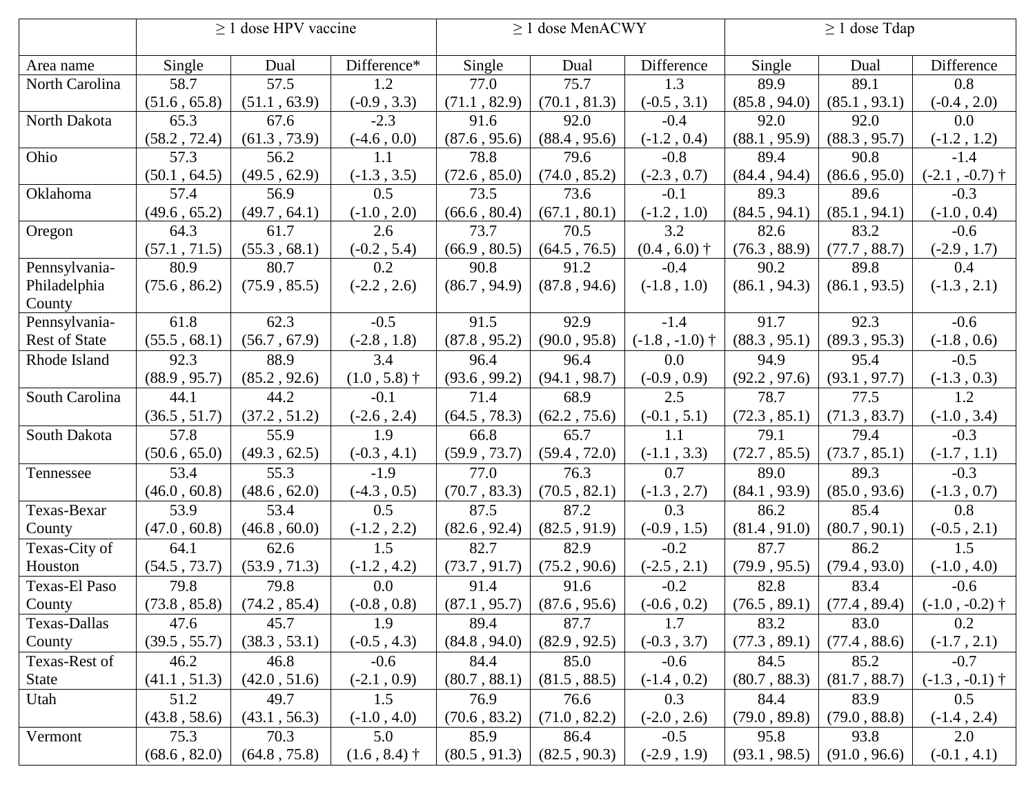| | ≥ 1 dose HPV vaccine | | | ≥ 1 dose MenACWY | | | ≥ 1 dose Tdap | | |
|---|---|---|---|---|---|---|---|---|---|
| Area name | Single | Dual | Difference* | Single | Dual | Difference | Single | Dual | Difference |
| North Carolina | 58.7 (51.6 , 65.8) | 57.5 (51.1 , 63.9) | 1.2 (-0.9 , 3.3) | 77.0 (71.1 , 82.9) | 75.7 (70.1 , 81.3) | 1.3 (-0.5 , 3.1) | 89.9 (85.8 , 94.0) | 89.1 (85.1 , 93.1) | 0.8 (-0.4 , 2.0) |
| North Dakota | 65.3 (58.2 , 72.4) | 67.6 (61.3 , 73.9) | -2.3 (-4.6 , 0.0) | 91.6 (87.6 , 95.6) | 92.0 (88.4 , 95.6) | -0.4 (-1.2 , 0.4) | 92.0 (88.1 , 95.9) | 92.0 (88.3 , 95.7) | 0.0 (-1.2 , 1.2) |
| Ohio | 57.3 (50.1 , 64.5) | 56.2 (49.5 , 62.9) | 1.1 (-1.3 , 3.5) | 78.8 (72.6 , 85.0) | 79.6 (74.0 , 85.2) | -0.8 (-2.3 , 0.7) | 89.4 (84.4 , 94.4) | 90.8 (86.6 , 95.0) | -1.4 (-2.1 , -0.7) † |
| Oklahoma | 57.4 (49.6 , 65.2) | 56.9 (49.7 , 64.1) | 0.5 (-1.0 , 2.0) | 73.5 (66.6 , 80.4) | 73.6 (67.1 , 80.1) | -0.1 (-1.2 , 1.0) | 89.3 (84.5 , 94.1) | 89.6 (85.1 , 94.1) | -0.3 (-1.0 , 0.4) |
| Oregon | 64.3 (57.1 , 71.5) | 61.7 (55.3 , 68.1) | 2.6 (-0.2 , 5.4) | 73.7 (66.9 , 80.5) | 70.5 (64.5 , 76.5) | 3.2 (0.4 , 6.0) † | 82.6 (76.3 , 88.9) | 83.2 (77.7 , 88.7) | -0.6 (-2.9 , 1.7) |
| Pennsylvania-Philadelphia County | 80.9 (75.6 , 86.2) | 80.7 (75.9 , 85.5) | 0.2 (-2.2 , 2.6) | 90.8 (86.7 , 94.9) | 91.2 (87.8 , 94.6) | -0.4 (-1.8 , 1.0) | 90.2 (86.1 , 94.3) | 89.8 (86.1 , 93.5) | 0.4 (-1.3 , 2.1) |
| Pennsylvania-Rest of State | 61.8 (55.5 , 68.1) | 62.3 (56.7 , 67.9) | -0.5 (-2.8 , 1.8) | 91.5 (87.8 , 95.2) | 92.9 (90.0 , 95.8) | -1.4 (-1.8 , -1.0) † | 91.7 (88.3 , 95.1) | 92.3 (89.3 , 95.3) | -0.6 (-1.8 , 0.6) |
| Rhode Island | 92.3 (88.9 , 95.7) | 88.9 (85.2 , 92.6) | 3.4 (1.0 , 5.8) † | 96.4 (93.6 , 99.2) | 96.4 (94.1 , 98.7) | 0.0 (-0.9 , 0.9) | 94.9 (92.2 , 97.6) | 95.4 (93.1 , 97.7) | -0.5 (-1.3 , 0.3) |
| South Carolina | 44.1 (36.5 , 51.7) | 44.2 (37.2 , 51.2) | -0.1 (-2.6 , 2.4) | 71.4 (64.5 , 78.3) | 68.9 (62.2 , 75.6) | 2.5 (-0.1 , 5.1) | 78.7 (72.3 , 85.1) | 77.5 (71.3 , 83.7) | 1.2 (-1.0 , 3.4) |
| South Dakota | 57.8 (50.6 , 65.0) | 55.9 (49.3 , 62.5) | 1.9 (-0.3 , 4.1) | 66.8 (59.9 , 73.7) | 65.7 (59.4 , 72.0) | 1.1 (-1.1 , 3.3) | 79.1 (72.7 , 85.5) | 79.4 (73.7 , 85.1) | -0.3 (-1.7 , 1.1) |
| Tennessee | 53.4 (46.0 , 60.8) | 55.3 (48.6 , 62.0) | -1.9 (-4.3 , 0.5) | 77.0 (70.7 , 83.3) | 76.3 (70.5 , 82.1) | 0.7 (-1.3 , 2.7) | 89.0 (84.1 , 93.9) | 89.3 (85.0 , 93.6) | -0.3 (-1.3 , 0.7) |
| Texas-Bexar County | 53.9 (47.0 , 60.8) | 53.4 (46.8 , 60.0) | 0.5 (-1.2 , 2.2) | 87.5 (82.6 , 92.4) | 87.2 (82.5 , 91.9) | 0.3 (-0.9 , 1.5) | 86.2 (81.4 , 91.0) | 85.4 (80.7 , 90.1) | 0.8 (-0.5 , 2.1) |
| Texas-City of Houston | 64.1 (54.5 , 73.7) | 62.6 (53.9 , 71.3) | 1.5 (-1.2 , 4.2) | 82.7 (73.7 , 91.7) | 82.9 (75.2 , 90.6) | -0.2 (-2.5 , 2.1) | 87.7 (79.9 , 95.5) | 86.2 (79.4 , 93.0) | 1.5 (-1.0 , 4.0) |
| Texas-El Paso County | 79.8 (73.8 , 85.8) | 79.8 (74.2 , 85.4) | 0.0 (-0.8 , 0.8) | 91.4 (87.1 , 95.7) | 91.6 (87.6 , 95.6) | -0.2 (-0.6 , 0.2) | 82.8 (76.5 , 89.1) | 83.4 (77.4 , 89.4) | -0.6 (-1.0 , -0.2) † |
| Texas-Dallas County | 47.6 (39.5 , 55.7) | 45.7 (38.3 , 53.1) | 1.9 (-0.5 , 4.3) | 89.4 (84.8 , 94.0) | 87.7 (82.9 , 92.5) | 1.7 (-0.3 , 3.7) | 83.2 (77.3 , 89.1) | 83.0 (77.4 , 88.6) | 0.2 (-1.7 , 2.1) |
| Texas-Rest of State | 46.2 (41.1 , 51.3) | 46.8 (42.0 , 51.6) | -0.6 (-2.1 , 0.9) | 84.4 (80.7 , 88.1) | 85.0 (81.5 , 88.5) | -0.6 (-1.4 , 0.2) | 84.5 (80.7 , 88.3) | 85.2 (81.7 , 88.7) | -0.7 (-1.3 , -0.1) † |
| Utah | 51.2 (43.8 , 58.6) | 49.7 (43.1 , 56.3) | 1.5 (-1.0 , 4.0) | 76.9 (70.6 , 83.2) | 76.6 (71.0 , 82.2) | 0.3 (-2.0 , 2.6) | 84.4 (79.0 , 89.8) | 83.9 (79.0 , 88.8) | 0.5 (-1.4 , 2.4) |
| Vermont | 75.3 (68.6 , 82.0) | 70.3 (64.8 , 75.8) | 5.0 (1.6 , 8.4) † | 85.9 (80.5 , 91.3) | 86.4 (82.5 , 90.3) | -0.5 (-2.9 , 1.9) | 95.8 (93.1 , 98.5) | 93.8 (91.0 , 96.6) | 2.0 (-0.1 , 4.1) |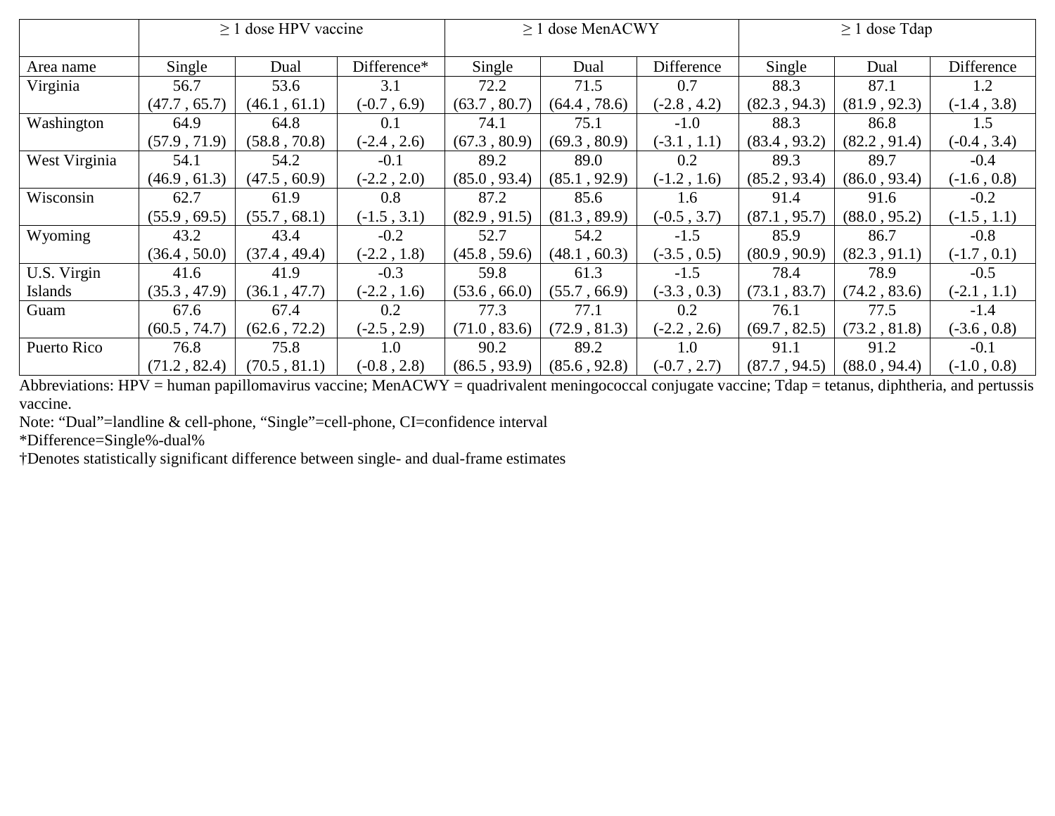| | ≥ 1 dose HPV vaccine | | | ≥ 1 dose MenACWY | | | ≥ 1 dose Tdap | | |
|---|---|---|---|---|---|---|---|---|---|
| Area name | Single | Dual | Difference* | Single | Dual | Difference | Single | Dual | Difference |
| Virginia | 56.7 (47.7 , 65.7) | 53.6 (46.1 , 61.1) | 3.1 (-0.7 , 6.9) | 72.2 (63.7 , 80.7) | 71.5 (64.4 , 78.6) | 0.7 (-2.8 , 4.2) | 88.3 (82.3 , 94.3) | 87.1 (81.9 , 92.3) | 1.2 (-1.4 , 3.8) |
| Washington | 64.9 (57.9 , 71.9) | 64.8 (58.8 , 70.8) | 0.1 (-2.4 , 2.6) | 74.1 (67.3 , 80.9) | 75.1 (69.3 , 80.9) | -1.0 (-3.1 , 1.1) | 88.3 (83.4 , 93.2) | 86.8 (82.2 , 91.4) | 1.5 (-0.4 , 3.4) |
| West Virginia | 54.1 (46.9 , 61.3) | 54.2 (47.5 , 60.9) | -0.1 (-2.2 , 2.0) | 89.2 (85.0 , 93.4) | 89.0 (85.1 , 92.9) | 0.2 (-1.2 , 1.6) | 89.3 (85.2 , 93.4) | 89.7 (86.0 , 93.4) | -0.4 (-1.6 , 0.8) |
| Wisconsin | 62.7 (55.9 , 69.5) | 61.9 (55.7 , 68.1) | 0.8 (-1.5 , 3.1) | 87.2 (82.9 , 91.5) | 85.6 (81.3 , 89.9) | 1.6 (-0.5 , 3.7) | 91.4 (87.1 , 95.7) | 91.6 (88.0 , 95.2) | -0.2 (-1.5 , 1.1) |
| Wyoming | 43.2 (36.4 , 50.0) | 43.4 (37.4 , 49.4) | -0.2 (-2.2 , 1.8) | 52.7 (45.8 , 59.6) | 54.2 (48.1 , 60.3) | -1.5 (-3.5 , 0.5) | 85.9 (80.9 , 90.9) | 86.7 (82.3 , 91.1) | -0.8 (-1.7 , 0.1) |
| U.S. Virgin Islands | 41.6 (35.3 , 47.9) | 41.9 (36.1 , 47.7) | -0.3 (-2.2 , 1.6) | 59.8 (53.6 , 66.0) | 61.3 (55.7 , 66.9) | -1.5 (-3.3 , 0.3) | 78.4 (73.1 , 83.7) | 78.9 (74.2 , 83.6) | -0.5 (-2.1 , 1.1) |
| Guam | 67.6 (60.5 , 74.7) | 67.4 (62.6 , 72.2) | 0.2 (-2.5 , 2.9) | 77.3 (71.0 , 83.6) | 77.1 (72.9 , 81.3) | 0.2 (-2.2 , 2.6) | 76.1 (69.7 , 82.5) | 77.5 (73.2 , 81.8) | -1.4 (-3.6 , 0.8) |
| Puerto Rico | 76.8 (71.2 , 82.4) | 75.8 (70.5 , 81.1) | 1.0 (-0.8 , 2.8) | 90.2 (86.5 , 93.9) | 89.2 (85.6 , 92.8) | 1.0 (-0.7 , 2.7) | 91.1 (87.7 , 94.5) | 91.2 (88.0 , 94.4) | -0.1 (-1.0 , 0.8) |

Abbreviations: HPV = human papillomavirus vaccine; MenACWY = quadrivalent meningococcal conjugate vaccine; Tdap = tetanus, diphtheria, and pertussis vaccine.

Note: "Dual"=landline & cell-phone, "Single"=cell-phone, CI=confidence interval

*Difference=Single%-dual%

†Denotes statistically significant difference between single- and dual-frame estimates